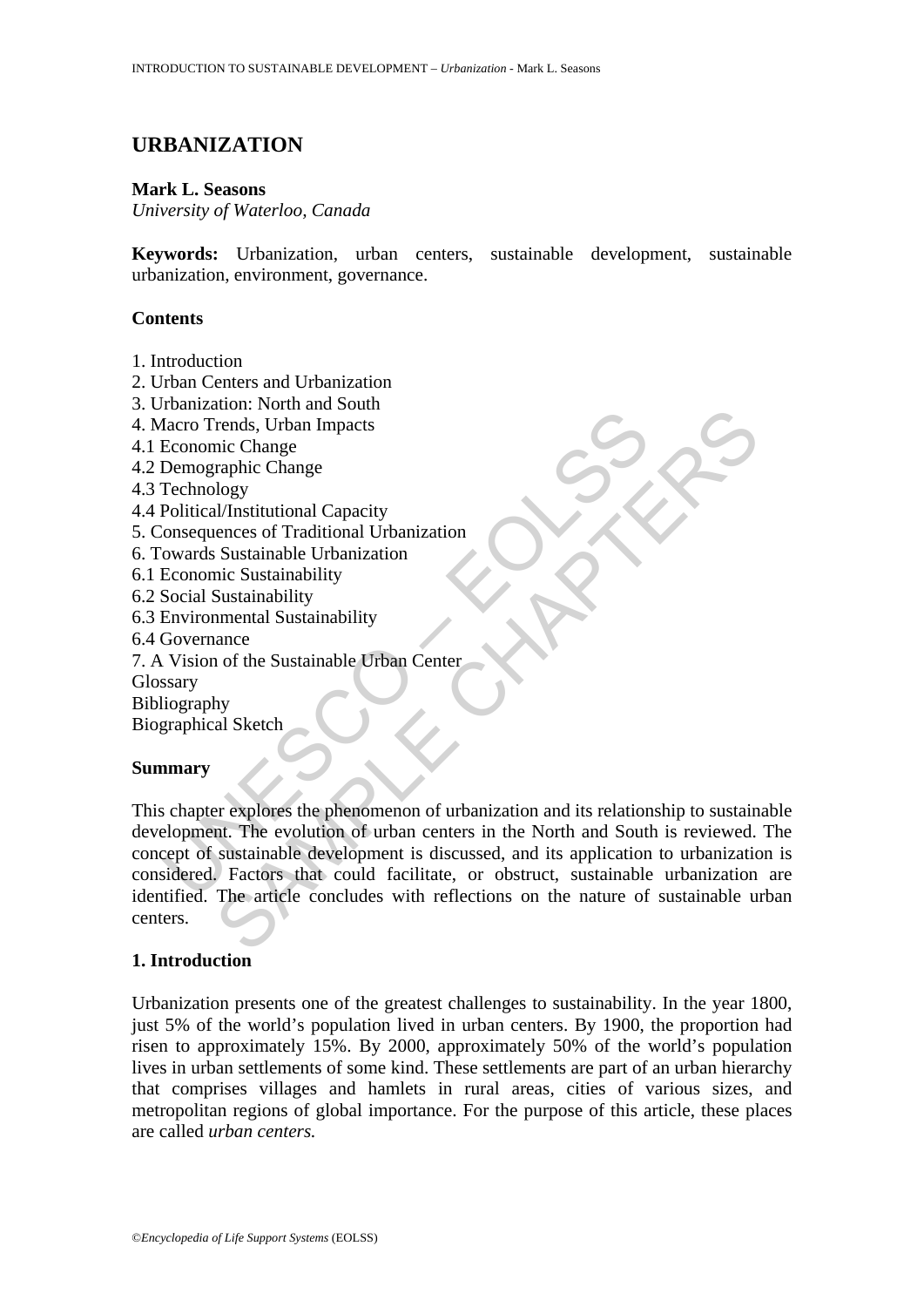# URBANIZATION

**Mark L. Seasons**
*University of Waterloo, Canada*

**Keywords:** Urbanization, urban centers, sustainable development, sustainable urbanization, environment, governance.

## Contents

1. Introduction
2. Urban Centers and Urbanization
3. Urbanization: North and South
4. Macro Trends, Urban Impacts
4.1 Economic Change
4.2 Demographic Change
4.3 Technology
4.4 Political/Institutional Capacity
5. Consequences of Traditional Urbanization
6. Towards Sustainable Urbanization
6.1 Economic Sustainability
6.2 Social Sustainability
6.3 Environmental Sustainability
6.4 Governance
7. A Vision of the Sustainable Urban Center
Glossary
Bibliography
Biographical Sketch

## Summary

This chapter explores the phenomenon of urbanization and its relationship to sustainable development. The evolution of urban centers in the North and South is reviewed. The concept of sustainable development is discussed, and its application to urbanization is considered. Factors that could facilitate, or obstruct, sustainable urbanization are identified. The article concludes with reflections on the nature of sustainable urban centers.

## 1. Introduction

Urbanization presents one of the greatest challenges to sustainability. In the year 1800, just 5% of the world's population lived in urban centers. By 1900, the proportion had risen to approximately 15%. By 2000, approximately 50% of the world's population lives in urban settlements of some kind. These settlements are part of an urban hierarchy that comprises villages and hamlets in rural areas, cities of various sizes, and metropolitan regions of global importance. For the purpose of this article, these places are called *urban centers.*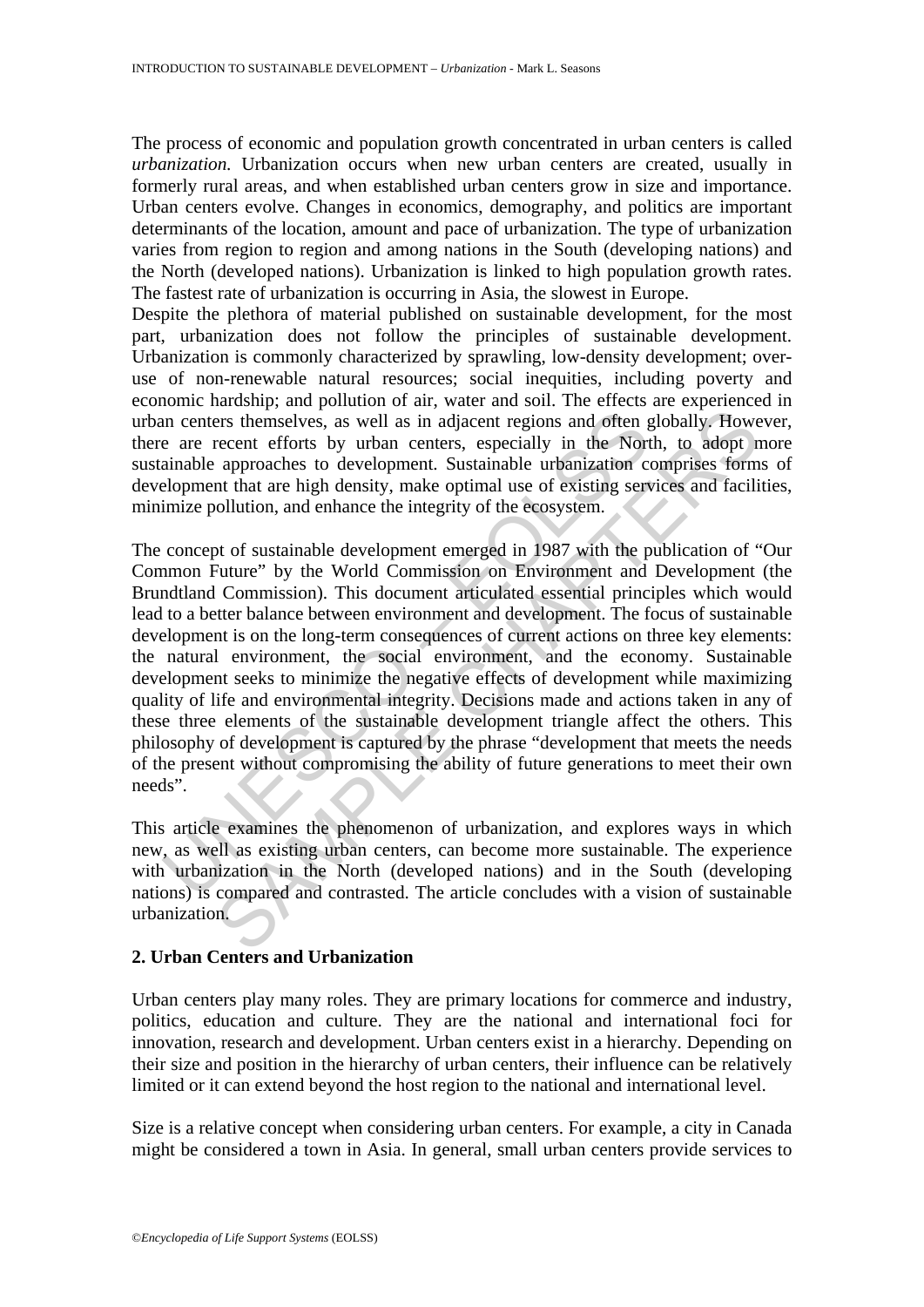The process of economic and population growth concentrated in urban centers is called *urbanization.* Urbanization occurs when new urban centers are created, usually in formerly rural areas, and when established urban centers grow in size and importance. Urban centers evolve. Changes in economics, demography, and politics are important determinants of the location, amount and pace of urbanization. The type of urbanization varies from region to region and among nations in the South (developing nations) and the North (developed nations). Urbanization is linked to high population growth rates. The fastest rate of urbanization is occurring in Asia, the slowest in Europe.

Despite the plethora of material published on sustainable development, for the most part, urbanization does not follow the principles of sustainable development. Urbanization is commonly characterized by sprawling, low-density development; over-use of non-renewable natural resources; social inequities, including poverty and economic hardship; and pollution of air, water and soil. The effects are experienced in urban centers themselves, as well as in adjacent regions and often globally. However, there are recent efforts by urban centers, especially in the North, to adopt more sustainable approaches to development. Sustainable urbanization comprises forms of development that are high density, make optimal use of existing services and facilities, minimize pollution, and enhance the integrity of the ecosystem.

The concept of sustainable development emerged in 1987 with the publication of "Our Common Future" by the World Commission on Environment and Development (the Brundtland Commission). This document articulated essential principles which would lead to a better balance between environment and development. The focus of sustainable development is on the long-term consequences of current actions on three key elements: the natural environment, the social environment, and the economy. Sustainable development seeks to minimize the negative effects of development while maximizing quality of life and environmental integrity. Decisions made and actions taken in any of these three elements of the sustainable development triangle affect the others. This philosophy of development is captured by the phrase "development that meets the needs of the present without compromising the ability of future generations to meet their own needs".

This article examines the phenomenon of urbanization, and explores ways in which new, as well as existing urban centers, can become more sustainable. The experience with urbanization in the North (developed nations) and in the South (developing nations) is compared and contrasted. The article concludes with a vision of sustainable urbanization.

## 2. Urban Centers and Urbanization

Urban centers play many roles. They are primary locations for commerce and industry, politics, education and culture. They are the national and international foci for innovation, research and development. Urban centers exist in a hierarchy. Depending on their size and position in the hierarchy of urban centers, their influence can be relatively limited or it can extend beyond the host region to the national and international level.

Size is a relative concept when considering urban centers. For example, a city in Canada might be considered a town in Asia. In general, small urban centers provide services to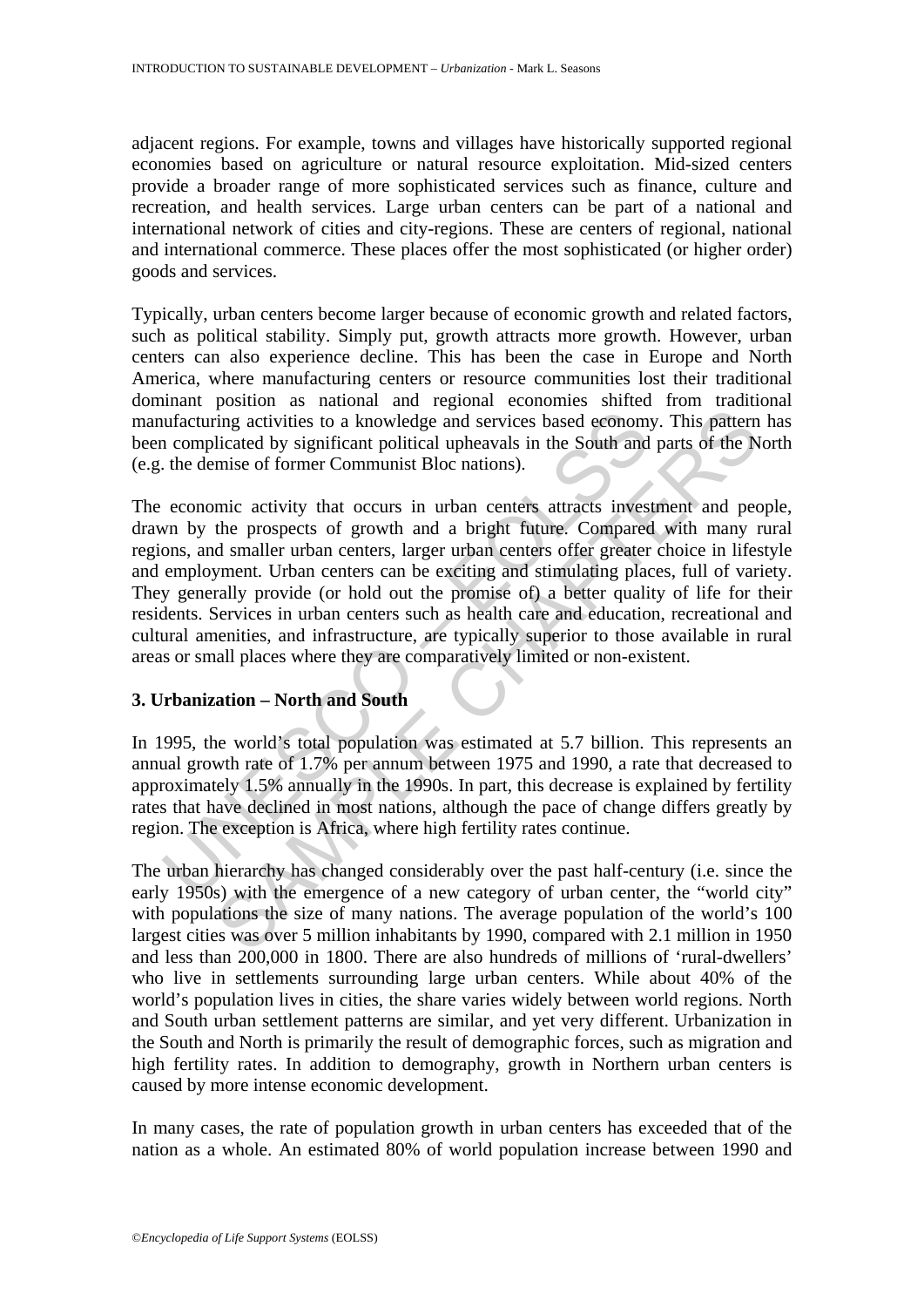adjacent regions. For example, towns and villages have historically supported regional economies based on agriculture or natural resource exploitation. Mid-sized centers provide a broader range of more sophisticated services such as finance, culture and recreation, and health services. Large urban centers can be part of a national and international network of cities and city-regions. These are centers of regional, national and international commerce. These places offer the most sophisticated (or higher order) goods and services.

Typically, urban centers become larger because of economic growth and related factors, such as political stability. Simply put, growth attracts more growth. However, urban centers can also experience decline. This has been the case in Europe and North America, where manufacturing centers or resource communities lost their traditional dominant position as national and regional economies shifted from traditional manufacturing activities to a knowledge and services based economy. This pattern has been complicated by significant political upheavals in the South and parts of the North (e.g. the demise of former Communist Bloc nations).

The economic activity that occurs in urban centers attracts investment and people, drawn by the prospects of growth and a bright future. Compared with many rural regions, and smaller urban centers, larger urban centers offer greater choice in lifestyle and employment. Urban centers can be exciting and stimulating places, full of variety. They generally provide (or hold out the promise of) a better quality of life for their residents. Services in urban centers such as health care and education, recreational and cultural amenities, and infrastructure, are typically superior to those available in rural areas or small places where they are comparatively limited or non-existent.

## 3. Urbanization – North and South

In 1995, the world's total population was estimated at 5.7 billion. This represents an annual growth rate of 1.7% per annum between 1975 and 1990, a rate that decreased to approximately 1.5% annually in the 1990s. In part, this decrease is explained by fertility rates that have declined in most nations, although the pace of change differs greatly by region. The exception is Africa, where high fertility rates continue.

The urban hierarchy has changed considerably over the past half-century (i.e. since the early 1950s) with the emergence of a new category of urban center, the "world city" with populations the size of many nations. The average population of the world's 100 largest cities was over 5 million inhabitants by 1990, compared with 2.1 million in 1950 and less than 200,000 in 1800. There are also hundreds of millions of 'rural-dwellers' who live in settlements surrounding large urban centers. While about 40% of the world's population lives in cities, the share varies widely between world regions. North and South urban settlement patterns are similar, and yet very different. Urbanization in the South and North is primarily the result of demographic forces, such as migration and high fertility rates. In addition to demography, growth in Northern urban centers is caused by more intense economic development.

In many cases, the rate of population growth in urban centers has exceeded that of the nation as a whole. An estimated 80% of world population increase between 1990 and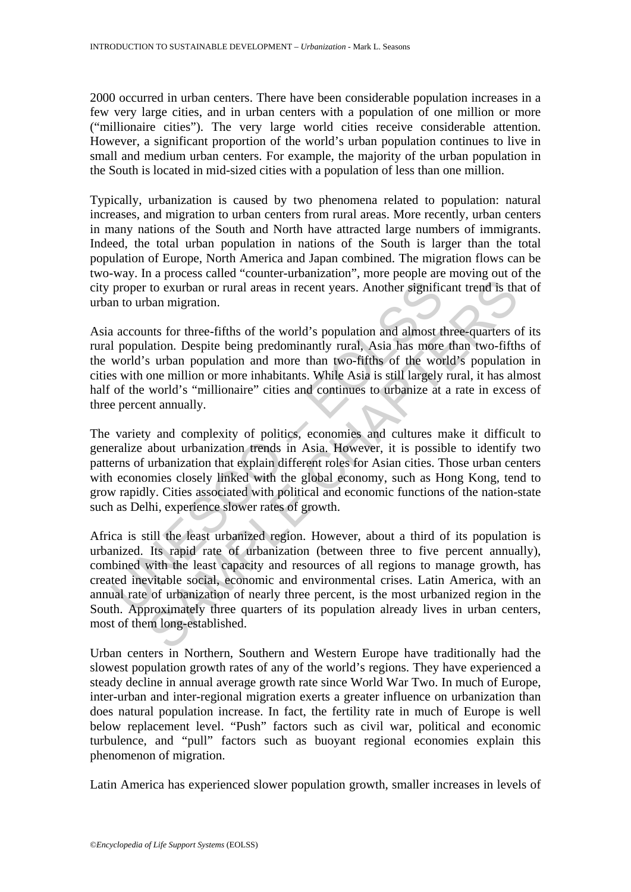2000 occurred in urban centers. There have been considerable population increases in a few very large cities, and in urban centers with a population of one million or more ("millionaire cities"). The very large world cities receive considerable attention. However, a significant proportion of the world's urban population continues to live in small and medium urban centers. For example, the majority of the urban population in the South is located in mid-sized cities with a population of less than one million.

Typically, urbanization is caused by two phenomena related to population: natural increases, and migration to urban centers from rural areas. More recently, urban centers in many nations of the South and North have attracted large numbers of immigrants. Indeed, the total urban population in nations of the South is larger than the total population of Europe, North America and Japan combined. The migration flows can be two-way. In a process called "counter-urbanization", more people are moving out of the city proper to exurban or rural areas in recent years. Another significant trend is that of urban to urban migration.

Asia accounts for three-fifths of the world's population and almost three-quarters of its rural population. Despite being predominantly rural, Asia has more than two-fifths of the world's urban population and more than two-fifths of the world's population in cities with one million or more inhabitants. While Asia is still largely rural, it has almost half of the world's "millionaire" cities and continues to urbanize at a rate in excess of three percent annually.

The variety and complexity of politics, economies and cultures make it difficult to generalize about urbanization trends in Asia. However, it is possible to identify two patterns of urbanization that explain different roles for Asian cities. Those urban centers with economies closely linked with the global economy, such as Hong Kong, tend to grow rapidly. Cities associated with political and economic functions of the nation-state such as Delhi, experience slower rates of growth.

Africa is still the least urbanized region. However, about a third of its population is urbanized. Its rapid rate of urbanization (between three to five percent annually), combined with the least capacity and resources of all regions to manage growth, has created inevitable social, economic and environmental crises. Latin America, with an annual rate of urbanization of nearly three percent, is the most urbanized region in the South. Approximately three quarters of its population already lives in urban centers, most of them long-established.

Urban centers in Northern, Southern and Western Europe have traditionally had the slowest population growth rates of any of the world's regions. They have experienced a steady decline in annual average growth rate since World War Two. In much of Europe, inter-urban and inter-regional migration exerts a greater influence on urbanization than does natural population increase. In fact, the fertility rate in much of Europe is well below replacement level. "Push" factors such as civil war, political and economic turbulence, and "pull" factors such as buoyant regional economies explain this phenomenon of migration.

Latin America has experienced slower population growth, smaller increases in levels of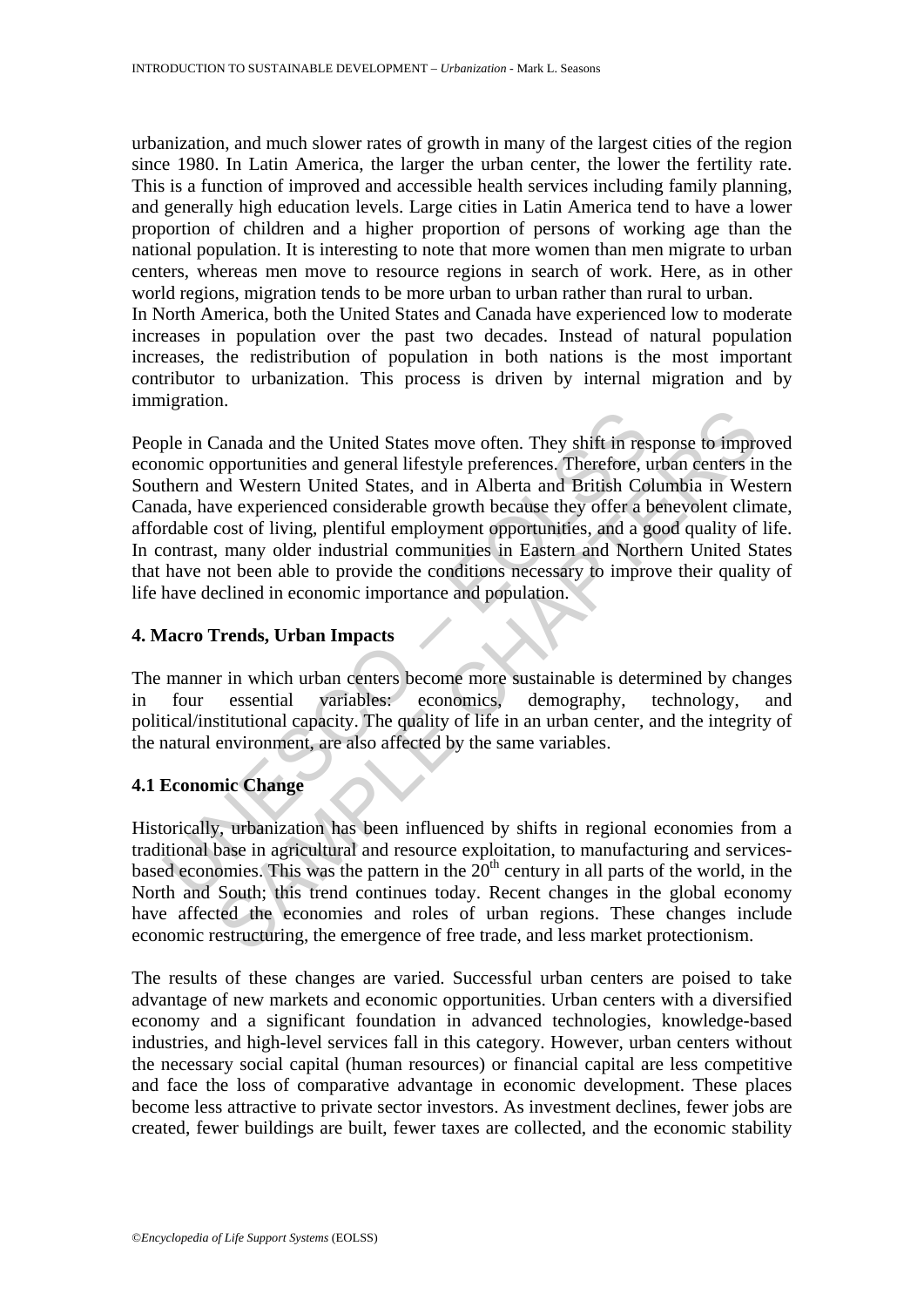urbanization, and much slower rates of growth in many of the largest cities of the region since 1980. In Latin America, the larger the urban center, the lower the fertility rate. This is a function of improved and accessible health services including family planning, and generally high education levels. Large cities in Latin America tend to have a lower proportion of children and a higher proportion of persons of working age than the national population. It is interesting to note that more women than men migrate to urban centers, whereas men move to resource regions in search of work. Here, as in other world regions, migration tends to be more urban to urban rather than rural to urban.

In North America, both the United States and Canada have experienced low to moderate increases in population over the past two decades. Instead of natural population increases, the redistribution of population in both nations is the most important contributor to urbanization. This process is driven by internal migration and by immigration.

People in Canada and the United States move often. They shift in response to improved economic opportunities and general lifestyle preferences. Therefore, urban centers in the Southern and Western United States, and in Alberta and British Columbia in Western Canada, have experienced considerable growth because they offer a benevolent climate, affordable cost of living, plentiful employment opportunities, and a good quality of life. In contrast, many older industrial communities in Eastern and Northern United States that have not been able to provide the conditions necessary to improve their quality of life have declined in economic importance and population.

## 4. Macro Trends, Urban Impacts

The manner in which urban centers become more sustainable is determined by changes in four essential variables: economics, demography, technology, and political/institutional capacity. The quality of life in an urban center, and the integrity of the natural environment, are also affected by the same variables.

### 4.1 Economic Change

Historically, urbanization has been influenced by shifts in regional economies from a traditional base in agricultural and resource exploitation, to manufacturing and services-based economies. This was the pattern in the 20$^{th}$ century in all parts of the world, in the North and South; this trend continues today. Recent changes in the global economy have affected the economies and roles of urban regions. These changes include economic restructuring, the emergence of free trade, and less market protectionism.

The results of these changes are varied. Successful urban centers are poised to take advantage of new markets and economic opportunities. Urban centers with a diversified economy and a significant foundation in advanced technologies, knowledge-based industries, and high-level services fall in this category. However, urban centers without the necessary social capital (human resources) or financial capital are less competitive and face the loss of comparative advantage in economic development. These places become less attractive to private sector investors. As investment declines, fewer jobs are created, fewer buildings are built, fewer taxes are collected, and the economic stability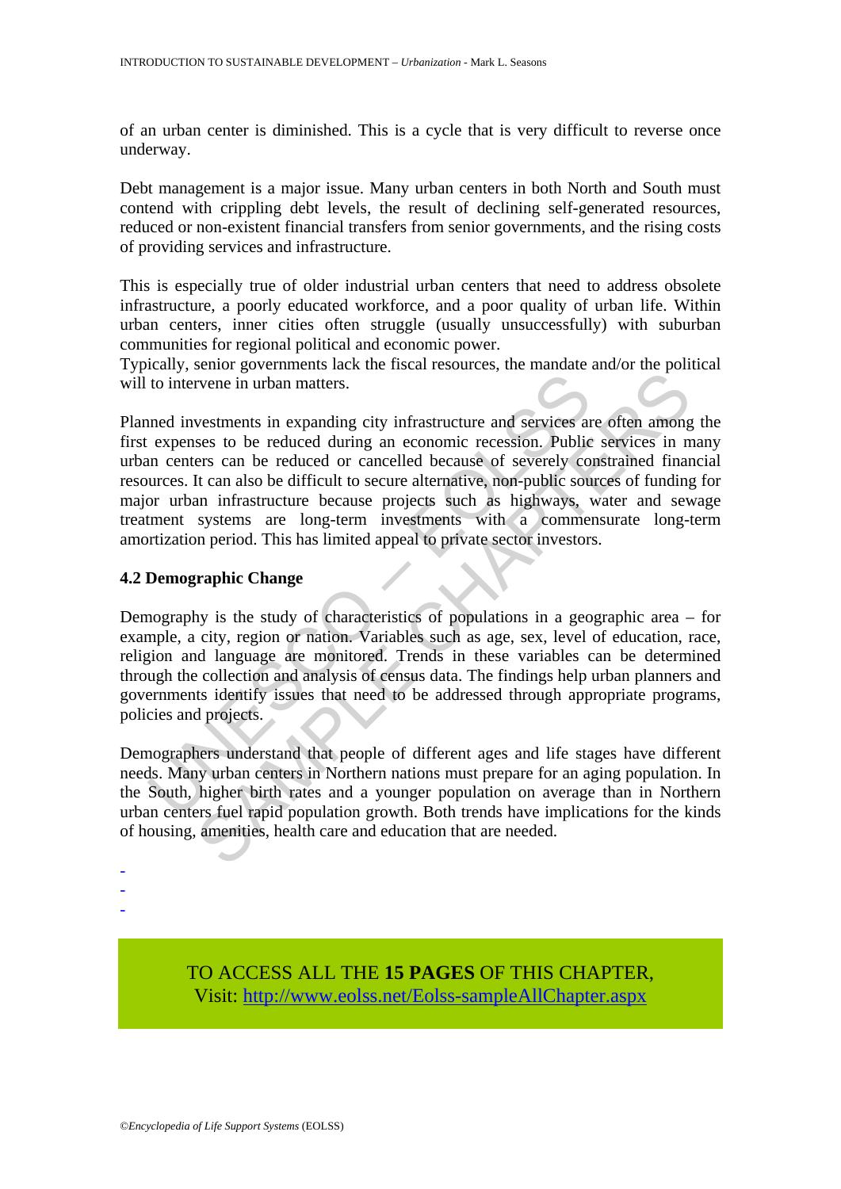of an urban center is diminished. This is a cycle that is very difficult to reverse once underway.

Debt management is a major issue. Many urban centers in both North and South must contend with crippling debt levels, the result of declining self-generated resources, reduced or non-existent financial transfers from senior governments, and the rising costs of providing services and infrastructure.

This is especially true of older industrial urban centers that need to address obsolete infrastructure, a poorly educated workforce, and a poor quality of urban life. Within urban centers, inner cities often struggle (usually unsuccessfully) with suburban communities for regional political and economic power.
Typically, senior governments lack the fiscal resources, the mandate and/or the political will to intervene in urban matters.

Planned investments in expanding city infrastructure and services are often among the first expenses to be reduced during an economic recession. Public services in many urban centers can be reduced or cancelled because of severely constrained financial resources. It can also be difficult to secure alternative, non-public sources of funding for major urban infrastructure because projects such as highways, water and sewage treatment systems are long-term investments with a commensurate long-term amortization period. This has limited appeal to private sector investors.

### 4.2 Demographic Change

Demography is the study of characteristics of populations in a geographic area – for example, a city, region or nation. Variables such as age, sex, level of education, race, religion and language are monitored. Trends in these variables can be determined through the collection and analysis of census data. The findings help urban planners and governments identify issues that need to be addressed through appropriate programs, policies and projects.

Demographers understand that people of different ages and life stages have different needs. Many urban centers in Northern nations must prepare for an aging population. In the South, higher birth rates and a younger population on average than in Northern urban centers fuel rapid population growth. Both trends have implications for the kinds of housing, amenities, health care and education that are needed.

-
-
-

TO ACCESS ALL THE **15 PAGES** OF THIS CHAPTER,
Visit: http://www.eolss.net/Eolss-sampleAllChapter.aspx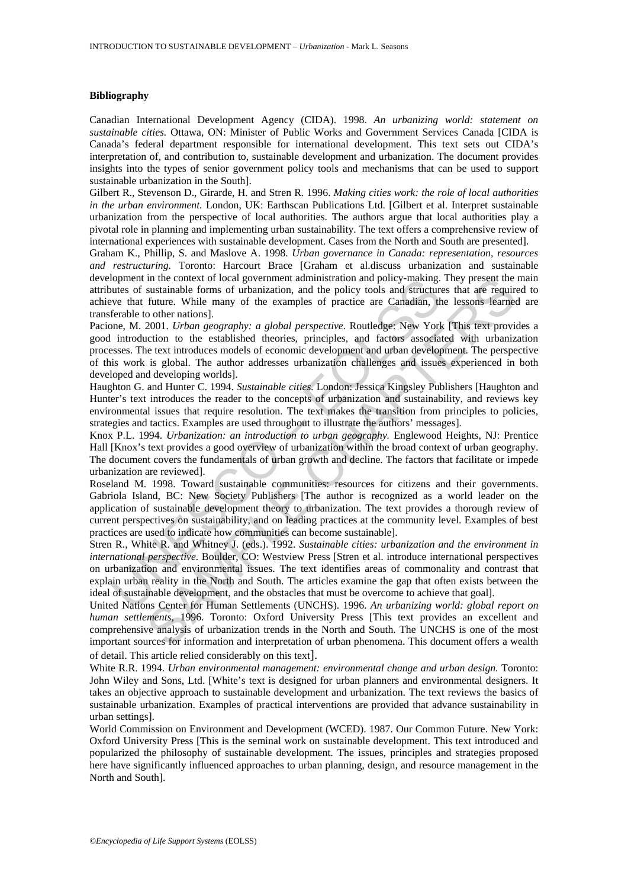### Bibliography

Canadian International Development Agency (CIDA). 1998. *An urbanizing world: statement on sustainable cities.* Ottawa, ON: Minister of Public Works and Government Services Canada [CIDA is Canada's federal department responsible for international development. This text sets out CIDA's interpretation of, and contribution to, sustainable development and urbanization. The document provides insights into the types of senior government policy tools and mechanisms that can be used to support sustainable urbanization in the South].

Gilbert R., Stevenson D., Girarde, H. and Stren R. 1996. *Making cities work: the role of local authorities in the urban environment.* London, UK: Earthscan Publications Ltd. [Gilbert et al. Interpret sustainable urbanization from the perspective of local authorities. The authors argue that local authorities play a pivotal role in planning and implementing urban sustainability. The text offers a comprehensive review of international experiences with sustainable development. Cases from the North and South are presented].

Graham K., Phillip, S. and Maslove A. 1998. *Urban governance in Canada: representation, resources and restructuring.* Toronto: Harcourt Brace [Graham et al.discuss urbanization and sustainable development in the context of local government administration and policy-making. They present the main attributes of sustainable forms of urbanization, and the policy tools and structures that are required to achieve that future. While many of the examples of practice are Canadian, the lessons learned are transferable to other nations].

Pacione, M. 2001. *Urban geography: a global perspective*. Routledge: New York [This text provides a good introduction to the established theories, principles, and factors associated with urbanization processes. The text introduces models of economic development and urban development. The perspective of this work is global. The author addresses urbanization challenges and issues experienced in both developed and developing worlds].

Haughton G. and Hunter C. 1994. *Sustainable cities.* London: Jessica Kingsley Publishers [Haughton and Hunter's text introduces the reader to the concepts of urbanization and sustainability, and reviews key environmental issues that require resolution. The text makes the transition from principles to policies, strategies and tactics. Examples are used throughout to illustrate the authors' messages].

Knox P.L. 1994. *Urbanization: an introduction to urban geography.* Englewood Heights, NJ: Prentice Hall [Knox's text provides a good overview of urbanization within the broad context of urban geography. The document covers the fundamentals of urban growth and decline. The factors that facilitate or impede urbanization are reviewed].

Roseland M. 1998. Toward sustainable communities: resources for citizens and their governments. Gabriola Island, BC: New Society Publishers [The author is recognized as a world leader on the application of sustainable development theory to urbanization. The text provides a thorough review of current perspectives on sustainability, and on leading practices at the community level. Examples of best practices are used to indicate how communities can become sustainable].

Stren R., White R. and Whitney J. (eds.). 1992. *Sustainable cities: urbanization and the environment in international perspective.* Boulder, CO: Westview Press [Stren et al. introduce international perspectives on urbanization and environmental issues. The text identifies areas of commonality and contrast that explain urban reality in the North and South. The articles examine the gap that often exists between the ideal of sustainable development, and the obstacles that must be overcome to achieve that goal].

United Nations Center for Human Settlements (UNCHS). 1996. *An urbanizing world: global report on human settlements,* 1996. Toronto: Oxford University Press [This text provides an excellent and comprehensive analysis of urbanization trends in the North and South. The UNCHS is one of the most important sources for information and interpretation of urban phenomena. This document offers a wealth of detail. This article relied considerably on this text].

White R.R. 1994. *Urban environmental management: environmental change and urban design.* Toronto: John Wiley and Sons, Ltd. [White's text is designed for urban planners and environmental designers. It takes an objective approach to sustainable development and urbanization. The text reviews the basics of sustainable urbanization. Examples of practical interventions are provided that advance sustainability in urban settings].

World Commission on Environment and Development (WCED). 1987. Our Common Future. New York: Oxford University Press [This is the seminal work on sustainable development. This text introduced and popularized the philosophy of sustainable development. The issues, principles and strategies proposed here have significantly influenced approaches to urban planning, design, and resource management in the North and South].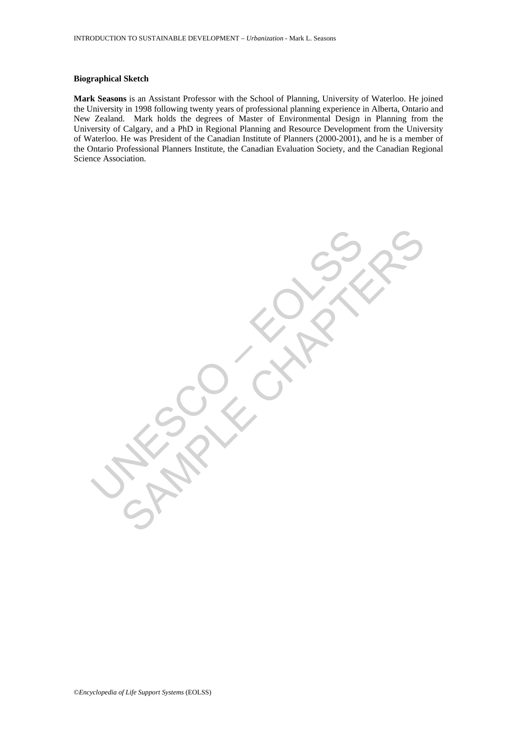**Biographical Sketch**

**Mark Seasons** is an Assistant Professor with the School of Planning, University of Waterloo. He joined the University in 1998 following twenty years of professional planning experience in Alberta, Ontario and New Zealand. Mark holds the degrees of Master of Environmental Design in Planning from the University of Calgary, and a PhD in Regional Planning and Resource Development from the University of Waterloo. He was President of the Canadian Institute of Planners (2000-2001), and he is a member of the Ontario Professional Planners Institute, the Canadian Evaluation Society, and the Canadian Regional Science Association.